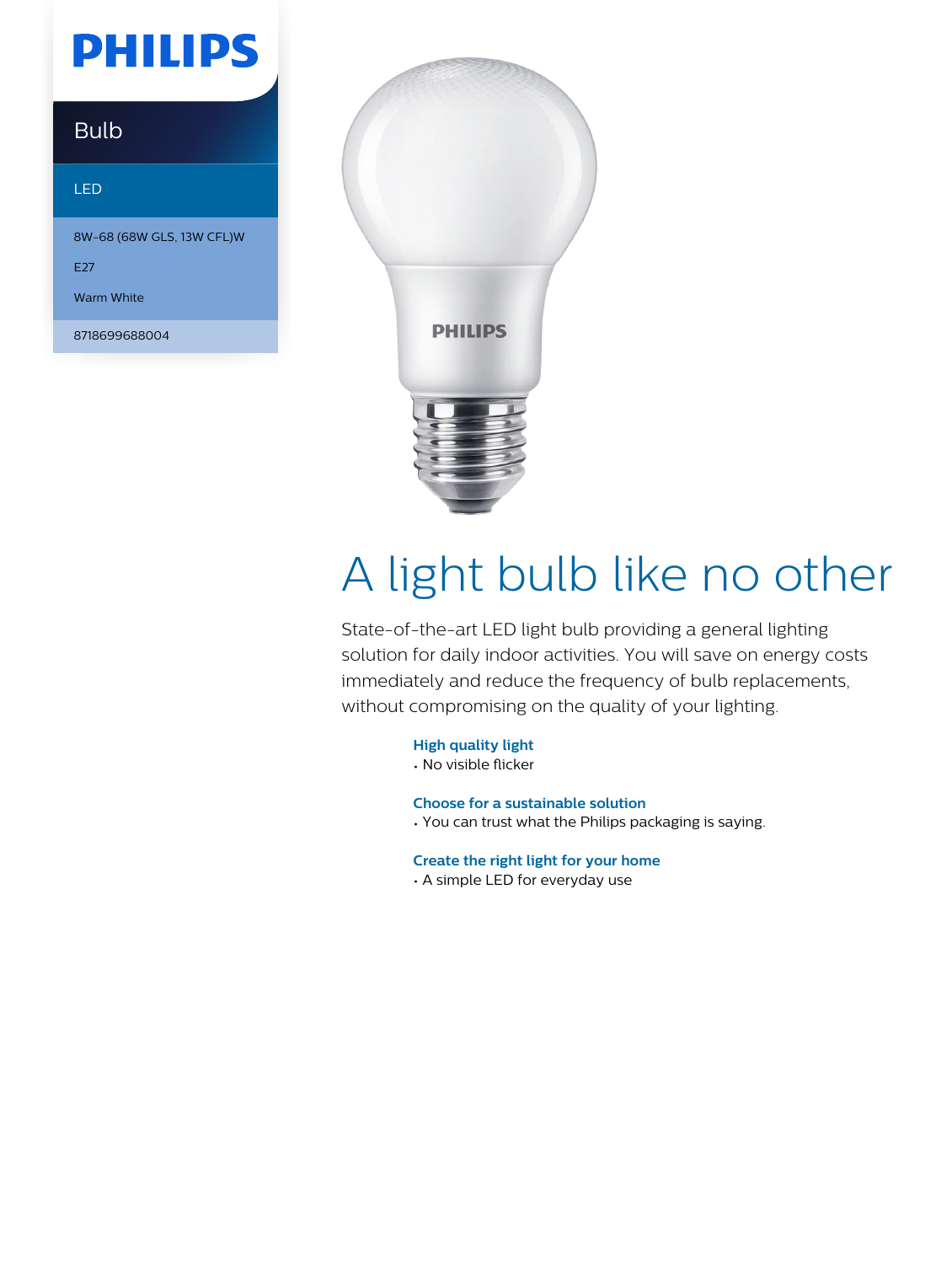PHILIPS

Bulb

LED

8W-68 (68W GLS, 13W CFL)W

E27

Warm White

8718699688004

# A light bulb like no other

State-of-the-art LED light bulb providing a general lighting solution for daily indoor activities. You will save on energy costs immediately and reduce the frequency of bulb replacements, without compromising on the quality of your lighting.

**High quality light**
- No visible flicker

**Choose for a sustainable solution**
- You can trust what the Philips packaging is saying.

**Create the right light for your home**
- A simple LED for everyday use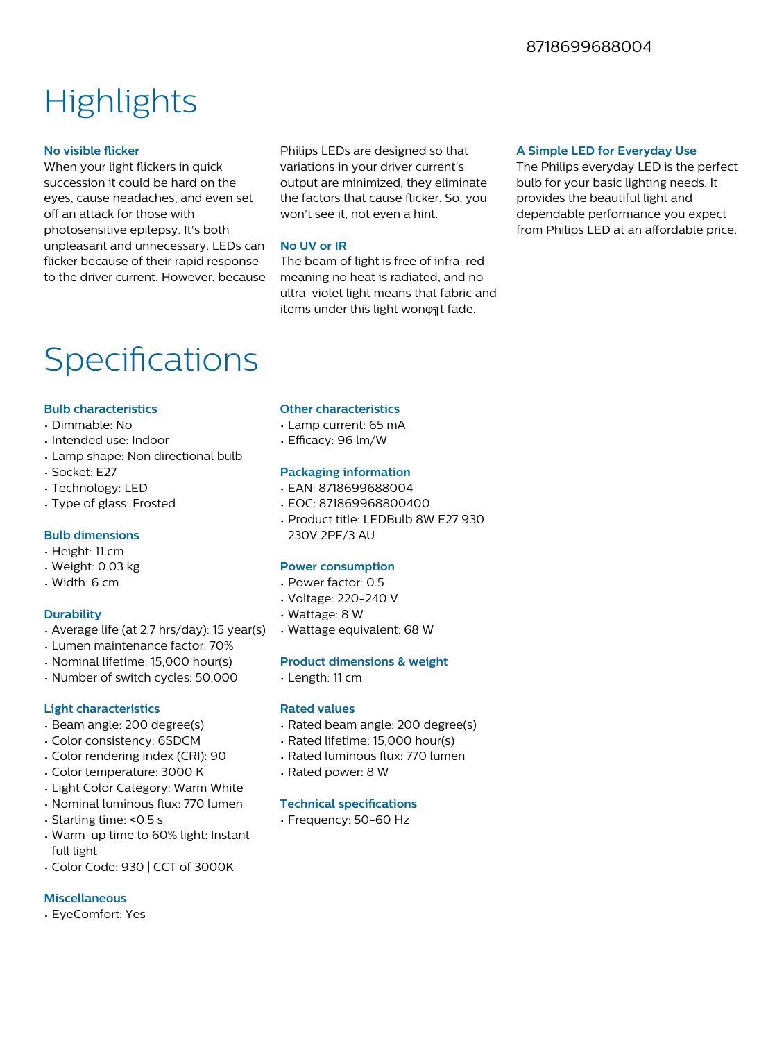8718699688004

# Highlights

### No visible flicker

When your light flickers in quick succession it could be hard on the eyes, cause headaches, and even set off an attack for those with photosensitive epilepsy. It's both unpleasant and unnecessary. LEDs can flicker because of their rapid response to the driver current. However, because Philips LEDs are designed so that variations in your driver current's output are minimized, they eliminate the factors that cause flicker. So, you won't see it, not even a hint.

### No UV or IR

The beam of light is free of infra-red meaning no heat is radiated, and no ultra-violet light means that fabric and items under this light wonφ╗t fade.

### A Simple LED for Everyday Use

The Philips everyday LED is the perfect bulb for your basic lighting needs. It provides the beautiful light and dependable performance you expect from Philips LED at an affordable price.

# Specifications

### Bulb characteristics

- Dimmable: No
- Intended use: Indoor
- Lamp shape: Non directional bulb
- Socket: E27
- Technology: LED
- Type of glass: Frosted

### Bulb dimensions

- Height: 11 cm
- Weight: 0.03 kg
- Width: 6 cm

### Durability

- Average life (at 2.7 hrs/day): 15 year(s)
- Lumen maintenance factor: 70%
- Nominal lifetime: 15,000 hour(s)
- Number of switch cycles: 50,000

### Light characteristics

- Beam angle: 200 degree(s)
- Color consistency: 6SDCM
- Color rendering index (CRI): 90
- Color temperature: 3000 K
- Light Color Category: Warm White
- Nominal luminous flux: 770 lumen
- Starting time: <0.5 s
- Warm-up time to 60% light: Instant full light
- Color Code: 930 | CCT of 3000K

### Miscellaneous

- EyeComfort: Yes

### Other characteristics

- Lamp current: 65 mA
- Efficacy: 96 lm/W

### Packaging information

- EAN: 8718699688004
- EOC: 871869968800400
- Product title: LEDBulb 8W E27 930 230V 2PF/3 AU

### Power consumption

- Power factor: 0.5
- Voltage: 220-240 V
- Wattage: 8 W
- Wattage equivalent: 68 W

### Product dimensions & weight

- Length: 11 cm

### Rated values

- Rated beam angle: 200 degree(s)
- Rated lifetime: 15,000 hour(s)
- Rated luminous flux: 770 lumen
- Rated power: 8 W

### Technical specifications

- Frequency: 50-60 Hz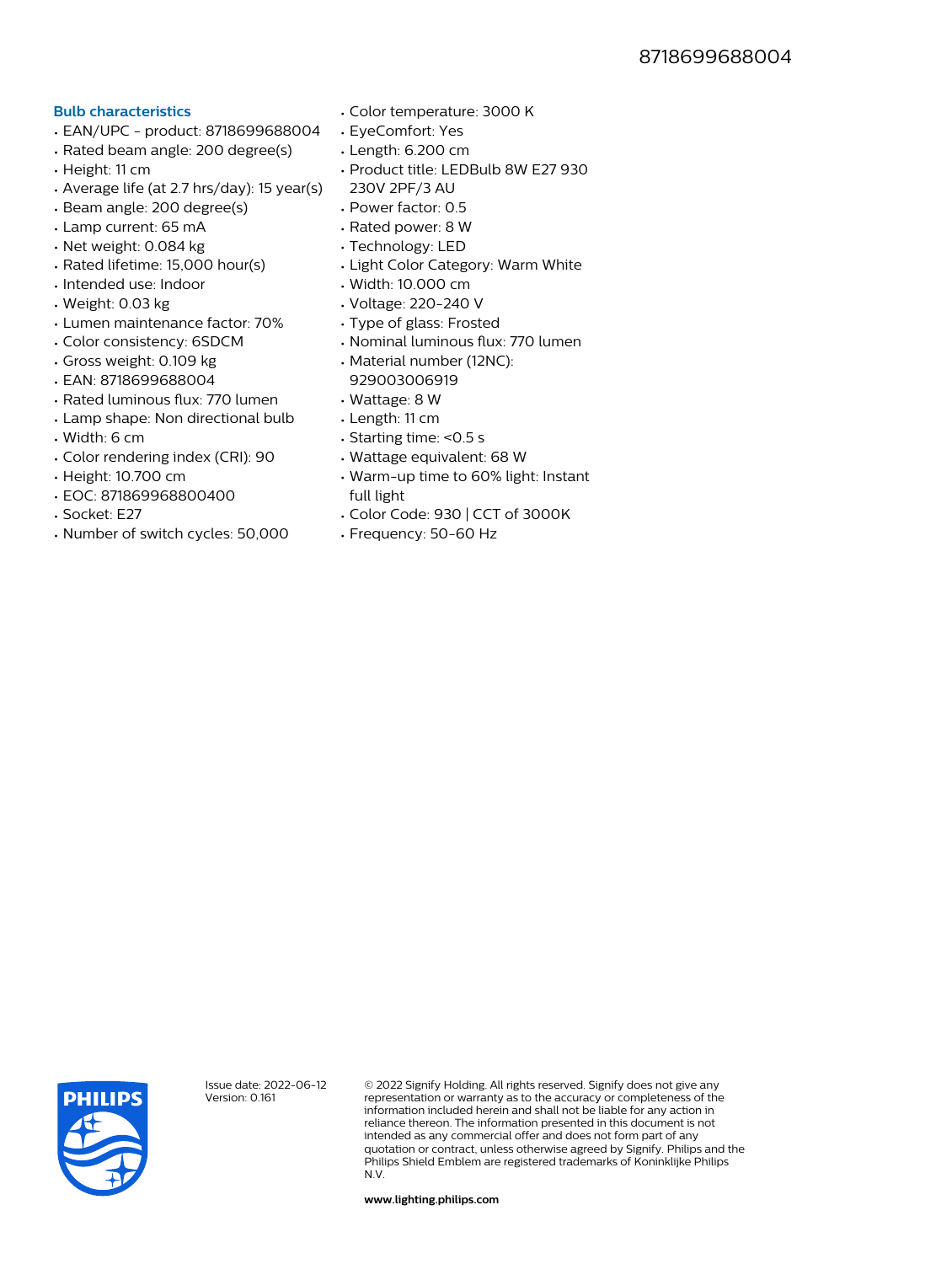8718699688004

### Bulb characteristics

- EAN/UPC - product: 8718699688004
- Rated beam angle: 200 degree(s)
- Height: 11 cm
- Average life (at 2.7 hrs/day): 15 year(s)
- Beam angle: 200 degree(s)
- Lamp current: 65 mA
- Net weight: 0.084 kg
- Rated lifetime: 15,000 hour(s)
- Intended use: Indoor
- Weight: 0.03 kg
- Lumen maintenance factor: 70%
- Color consistency: 6SDCM
- Gross weight: 0.109 kg
- EAN: 8718699688004
- Rated luminous flux: 770 lumen
- Lamp shape: Non directional bulb
- Width: 6 cm
- Color rendering index (CRI): 90
- Height: 10.700 cm
- EOC: 871869968800400
- Socket: E27
- Number of switch cycles: 50,000
- Color temperature: 3000 K
- EyeComfort: Yes
- Length: 6.200 cm
- Product title: LEDBulb 8W E27 930 230V 2PF/3 AU
- Power factor: 0.5
- Rated power: 8 W
- Technology: LED
- Light Color Category: Warm White
- Width: 10.000 cm
- Voltage: 220-240 V
- Type of glass: Frosted
- Nominal luminous flux: 770 lumen
- Material number (12NC): 929003006919
- Wattage: 8 W
- Length: 11 cm
- Starting time: <0.5 s
- Wattage equivalent: 68 W
- Warm-up time to 60% light: Instant full light
- Color Code: 930 | CCT of 3000K
- Frequency: 50-60 Hz

Issue date: 2022-06-12
Version: 0.161

© 2022 Signify Holding. All rights reserved. Signify does not give any representation or warranty as to the accuracy or completeness of the information included herein and shall not be liable for any action in reliance thereon. The information presented in this document is not intended as any commercial offer and does not form part of any quotation or contract, unless otherwise agreed by Signify. Philips and the Philips Shield Emblem are registered trademarks of Koninklijke Philips N.V.

**www.lighting.philips.com**